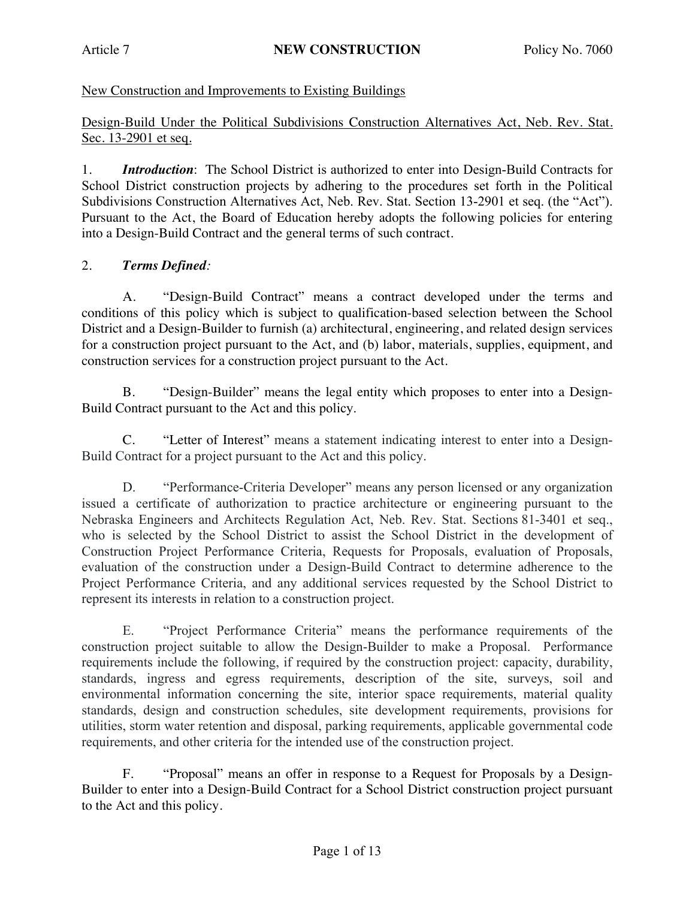Article 7 **NEW CONSTRUCTION** Policy No. 7060

New Construction and Improvements to Existing Buildings

Design-Build Under the Political Subdivisions Construction Alternatives Act, Neb. Rev. Stat. Sec. 13-2901 et seq.

1. ***Introduction***: The School District is authorized to enter into Design-Build Contracts for School District construction projects by adhering to the procedures set forth in the Political Subdivisions Construction Alternatives Act, Neb. Rev. Stat. Section 13-2901 et seq. (the "Act"). Pursuant to the Act, the Board of Education hereby adopts the following policies for entering into a Design-Build Contract and the general terms of such contract.

2. ***Terms Defined:***

A. "Design-Build Contract" means a contract developed under the terms and conditions of this policy which is subject to qualification-based selection between the School District and a Design-Builder to furnish (a) architectural, engineering, and related design services for a construction project pursuant to the Act, and (b) labor, materials, supplies, equipment, and construction services for a construction project pursuant to the Act.

B. "Design-Builder" means the legal entity which proposes to enter into a Design-Build Contract pursuant to the Act and this policy.

C. "Letter of Interest" means a statement indicating interest to enter into a Design-Build Contract for a project pursuant to the Act and this policy.

D. "Performance-Criteria Developer" means any person licensed or any organization issued a certificate of authorization to practice architecture or engineering pursuant to the Nebraska Engineers and Architects Regulation Act, Neb. Rev. Stat. Sections 81-3401 et seq., who is selected by the School District to assist the School District in the development of Construction Project Performance Criteria, Requests for Proposals, evaluation of Proposals, evaluation of the construction under a Design-Build Contract to determine adherence to the Project Performance Criteria, and any additional services requested by the School District to represent its interests in relation to a construction project.

E. "Project Performance Criteria" means the performance requirements of the construction project suitable to allow the Design-Builder to make a Proposal. Performance requirements include the following, if required by the construction project: capacity, durability, standards, ingress and egress requirements, description of the site, surveys, soil and environmental information concerning the site, interior space requirements, material quality standards, design and construction schedules, site development requirements, provisions for utilities, storm water retention and disposal, parking requirements, applicable governmental code requirements, and other criteria for the intended use of the construction project.

F. "Proposal" means an offer in response to a Request for Proposals by a Design-Builder to enter into a Design-Build Contract for a School District construction project pursuant to the Act and this policy.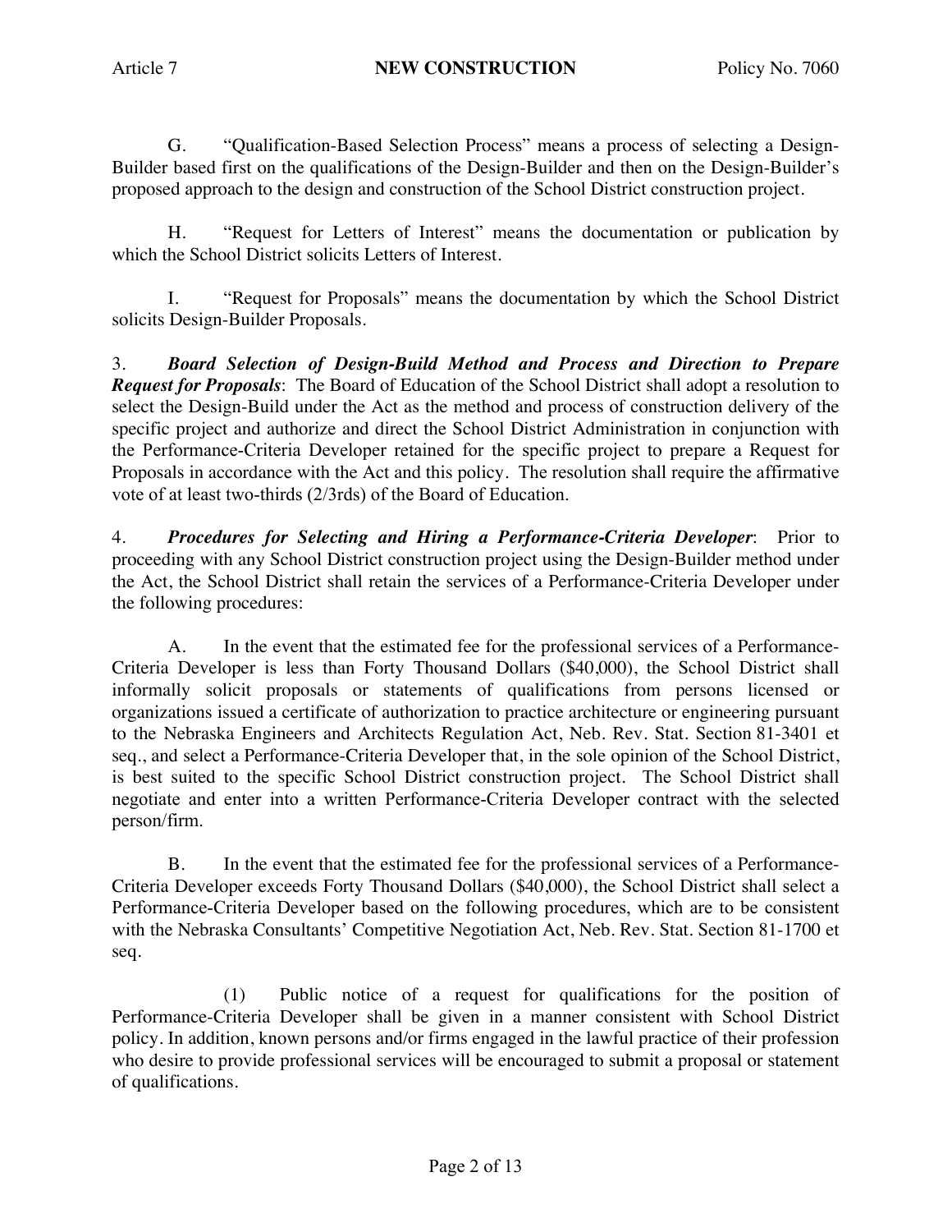G. "Qualification-Based Selection Process" means a process of selecting a Design-Builder based first on the qualifications of the Design-Builder and then on the Design-Builder's proposed approach to the design and construction of the School District construction project.

H. "Request for Letters of Interest" means the documentation or publication by which the School District solicits Letters of Interest.

I. "Request for Proposals" means the documentation by which the School District solicits Design-Builder Proposals.

3. ***Board Selection of Design-Build Method and Process and Direction to Prepare Request for Proposals***: The Board of Education of the School District shall adopt a resolution to select the Design-Build under the Act as the method and process of construction delivery of the specific project and authorize and direct the School District Administration in conjunction with the Performance-Criteria Developer retained for the specific project to prepare a Request for Proposals in accordance with the Act and this policy. The resolution shall require the affirmative vote of at least two-thirds (2/3rds) of the Board of Education.

4. ***Procedures for Selecting and Hiring a Performance-Criteria Developer***: Prior to proceeding with any School District construction project using the Design-Builder method under the Act, the School District shall retain the services of a Performance-Criteria Developer under the following procedures:

A. In the event that the estimated fee for the professional services of a Performance-Criteria Developer is less than Forty Thousand Dollars ($40,000), the School District shall informally solicit proposals or statements of qualifications from persons licensed or organizations issued a certificate of authorization to practice architecture or engineering pursuant to the Nebraska Engineers and Architects Regulation Act, Neb. Rev. Stat. Section 81-3401 et seq., and select a Performance-Criteria Developer that, in the sole opinion of the School District, is best suited to the specific School District construction project. The School District shall negotiate and enter into a written Performance-Criteria Developer contract with the selected person/firm.

B. In the event that the estimated fee for the professional services of a Performance-Criteria Developer exceeds Forty Thousand Dollars ($40,000), the School District shall select a Performance-Criteria Developer based on the following procedures, which are to be consistent with the Nebraska Consultants' Competitive Negotiation Act, Neb. Rev. Stat. Section 81-1700 et seq.

(1) Public notice of a request for qualifications for the position of Performance-Criteria Developer shall be given in a manner consistent with School District policy. In addition, known persons and/or firms engaged in the lawful practice of their profession who desire to provide professional services will be encouraged to submit a proposal or statement of qualifications.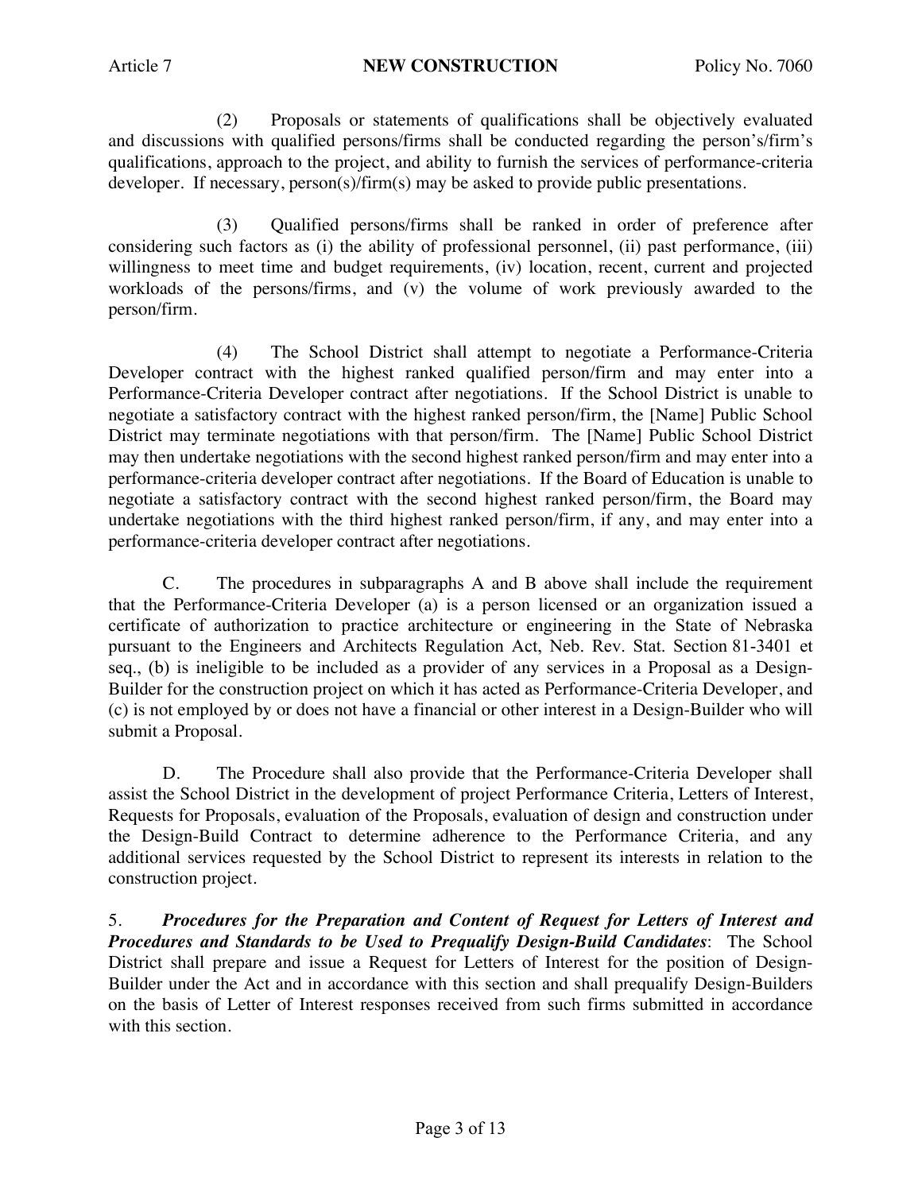(2) Proposals or statements of qualifications shall be objectively evaluated and discussions with qualified persons/firms shall be conducted regarding the person's/firm's qualifications, approach to the project, and ability to furnish the services of performance-criteria developer. If necessary, person(s)/firm(s) may be asked to provide public presentations.

(3) Qualified persons/firms shall be ranked in order of preference after considering such factors as (i) the ability of professional personnel, (ii) past performance, (iii) willingness to meet time and budget requirements, (iv) location, recent, current and projected workloads of the persons/firms, and (v) the volume of work previously awarded to the person/firm.

(4) The School District shall attempt to negotiate a Performance-Criteria Developer contract with the highest ranked qualified person/firm and may enter into a Performance-Criteria Developer contract after negotiations. If the School District is unable to negotiate a satisfactory contract with the highest ranked person/firm, the [Name] Public School District may terminate negotiations with that person/firm. The [Name] Public School District may then undertake negotiations with the second highest ranked person/firm and may enter into a performance-criteria developer contract after negotiations. If the Board of Education is unable to negotiate a satisfactory contract with the second highest ranked person/firm, the Board may undertake negotiations with the third highest ranked person/firm, if any, and may enter into a performance-criteria developer contract after negotiations.

C. The procedures in subparagraphs A and B above shall include the requirement that the Performance-Criteria Developer (a) is a person licensed or an organization issued a certificate of authorization to practice architecture or engineering in the State of Nebraska pursuant to the Engineers and Architects Regulation Act, Neb. Rev. Stat. Section 81-3401 et seq., (b) is ineligible to be included as a provider of any services in a Proposal as a Design-Builder for the construction project on which it has acted as Performance-Criteria Developer, and (c) is not employed by or does not have a financial or other interest in a Design-Builder who will submit a Proposal.

D. The Procedure shall also provide that the Performance-Criteria Developer shall assist the School District in the development of project Performance Criteria, Letters of Interest, Requests for Proposals, evaluation of the Proposals, evaluation of design and construction under the Design-Build Contract to determine adherence to the Performance Criteria, and any additional services requested by the School District to represent its interests in relation to the construction project.

5. ***Procedures for the Preparation and Content of Request for Letters of Interest and Procedures and Standards to be Used to Prequalify Design-Build Candidates***: The School District shall prepare and issue a Request for Letters of Interest for the position of Design-Builder under the Act and in accordance with this section and shall prequalify Design-Builders on the basis of Letter of Interest responses received from such firms submitted in accordance with this section.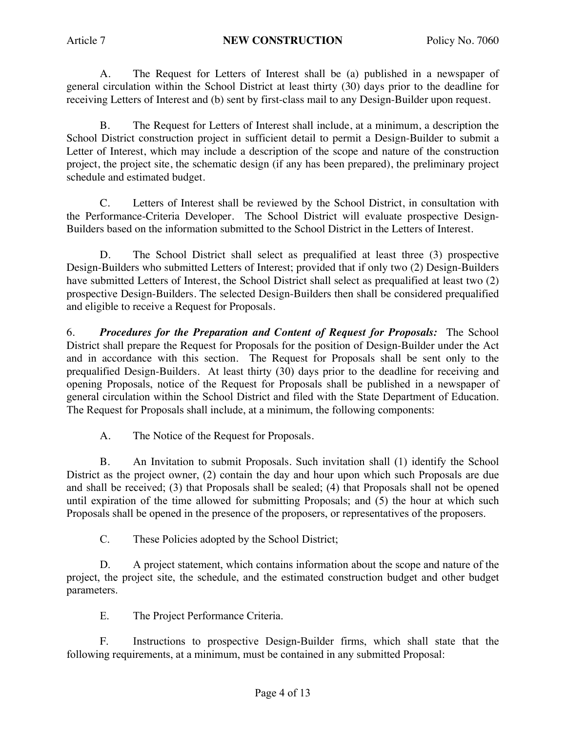A. The Request for Letters of Interest shall be (a) published in a newspaper of general circulation within the School District at least thirty (30) days prior to the deadline for receiving Letters of Interest and (b) sent by first-class mail to any Design-Builder upon request.

B. The Request for Letters of Interest shall include, at a minimum, a description the School District construction project in sufficient detail to permit a Design-Builder to submit a Letter of Interest, which may include a description of the scope and nature of the construction project, the project site, the schematic design (if any has been prepared), the preliminary project schedule and estimated budget.

C. Letters of Interest shall be reviewed by the School District, in consultation with the Performance-Criteria Developer. The School District will evaluate prospective Design-Builders based on the information submitted to the School District in the Letters of Interest.

D. The School District shall select as prequalified at least three (3) prospective Design-Builders who submitted Letters of Interest; provided that if only two (2) Design-Builders have submitted Letters of Interest, the School District shall select as prequalified at least two (2) prospective Design-Builders. The selected Design-Builders then shall be considered prequalified and eligible to receive a Request for Proposals.

6. ***Procedures for the Preparation and Content of Request for Proposals:*** The School District shall prepare the Request for Proposals for the position of Design-Builder under the Act and in accordance with this section. The Request for Proposals shall be sent only to the prequalified Design-Builders. At least thirty (30) days prior to the deadline for receiving and opening Proposals, notice of the Request for Proposals shall be published in a newspaper of general circulation within the School District and filed with the State Department of Education. The Request for Proposals shall include, at a minimum, the following components:

A. The Notice of the Request for Proposals.

B. An Invitation to submit Proposals. Such invitation shall (1) identify the School District as the project owner, (2) contain the day and hour upon which such Proposals are due and shall be received; (3) that Proposals shall be sealed; (4) that Proposals shall not be opened until expiration of the time allowed for submitting Proposals; and (5) the hour at which such Proposals shall be opened in the presence of the proposers, or representatives of the proposers.

C. These Policies adopted by the School District;

D. A project statement, which contains information about the scope and nature of the project, the project site, the schedule, and the estimated construction budget and other budget parameters.

E. The Project Performance Criteria.

F. Instructions to prospective Design-Builder firms, which shall state that the following requirements, at a minimum, must be contained in any submitted Proposal: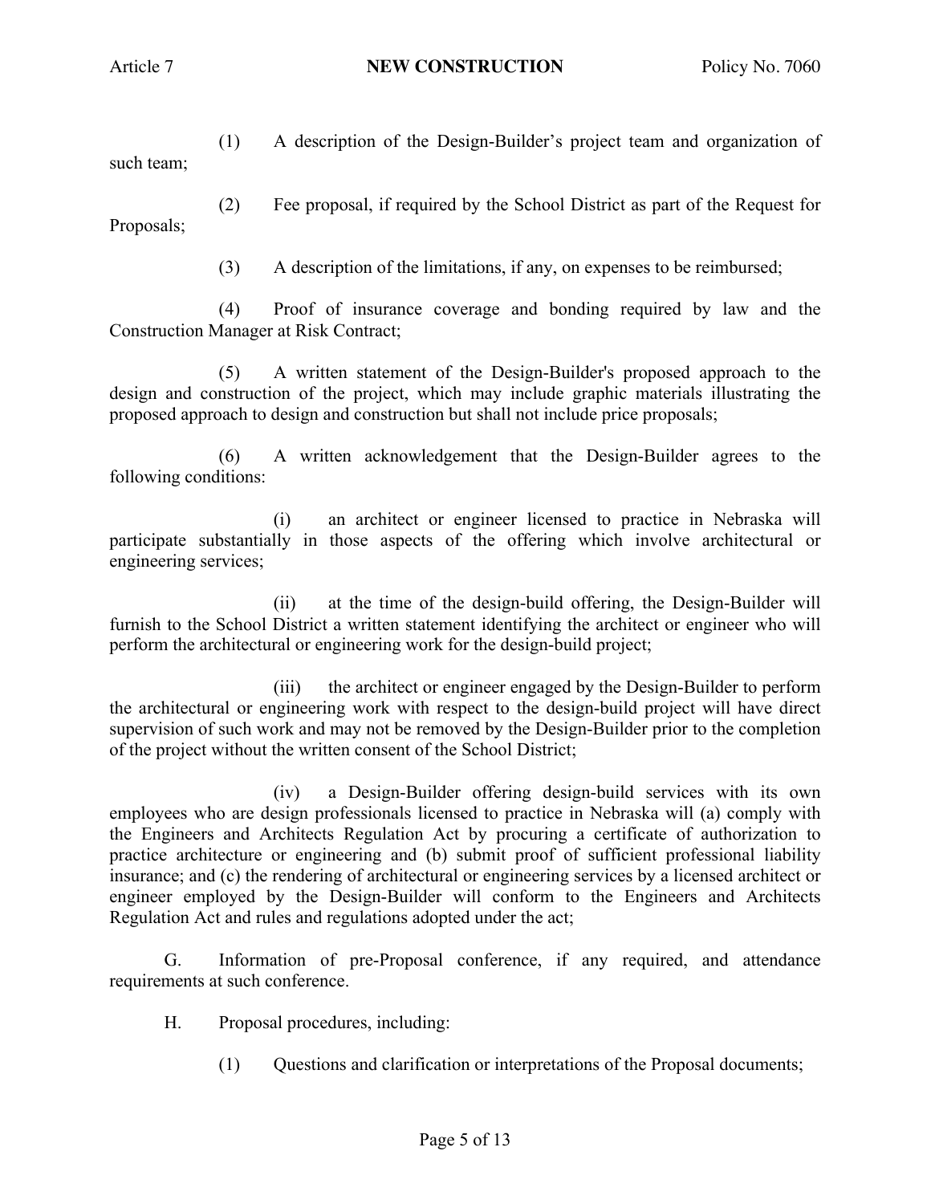(1) A description of the Design-Builder's project team and organization of such team;

(2) Fee proposal, if required by the School District as part of the Request for Proposals;

(3) A description of the limitations, if any, on expenses to be reimbursed;

(4) Proof of insurance coverage and bonding required by law and the Construction Manager at Risk Contract;

(5) A written statement of the Design-Builder's proposed approach to the design and construction of the project, which may include graphic materials illustrating the proposed approach to design and construction but shall not include price proposals;

(6) A written acknowledgement that the Design-Builder agrees to the following conditions:

(i) an architect or engineer licensed to practice in Nebraska will participate substantially in those aspects of the offering which involve architectural or engineering services;

(ii) at the time of the design-build offering, the Design-Builder will furnish to the School District a written statement identifying the architect or engineer who will perform the architectural or engineering work for the design-build project;

(iii) the architect or engineer engaged by the Design-Builder to perform the architectural or engineering work with respect to the design-build project will have direct supervision of such work and may not be removed by the Design-Builder prior to the completion of the project without the written consent of the School District;

(iv) a Design-Builder offering design-build services with its own employees who are design professionals licensed to practice in Nebraska will (a) comply with the Engineers and Architects Regulation Act by procuring a certificate of authorization to practice architecture or engineering and (b) submit proof of sufficient professional liability insurance; and (c) the rendering of architectural or engineering services by a licensed architect or engineer employed by the Design-Builder will conform to the Engineers and Architects Regulation Act and rules and regulations adopted under the act;

G. Information of pre-Proposal conference, if any required, and attendance requirements at such conference.

H. Proposal procedures, including:

(1) Questions and clarification or interpretations of the Proposal documents;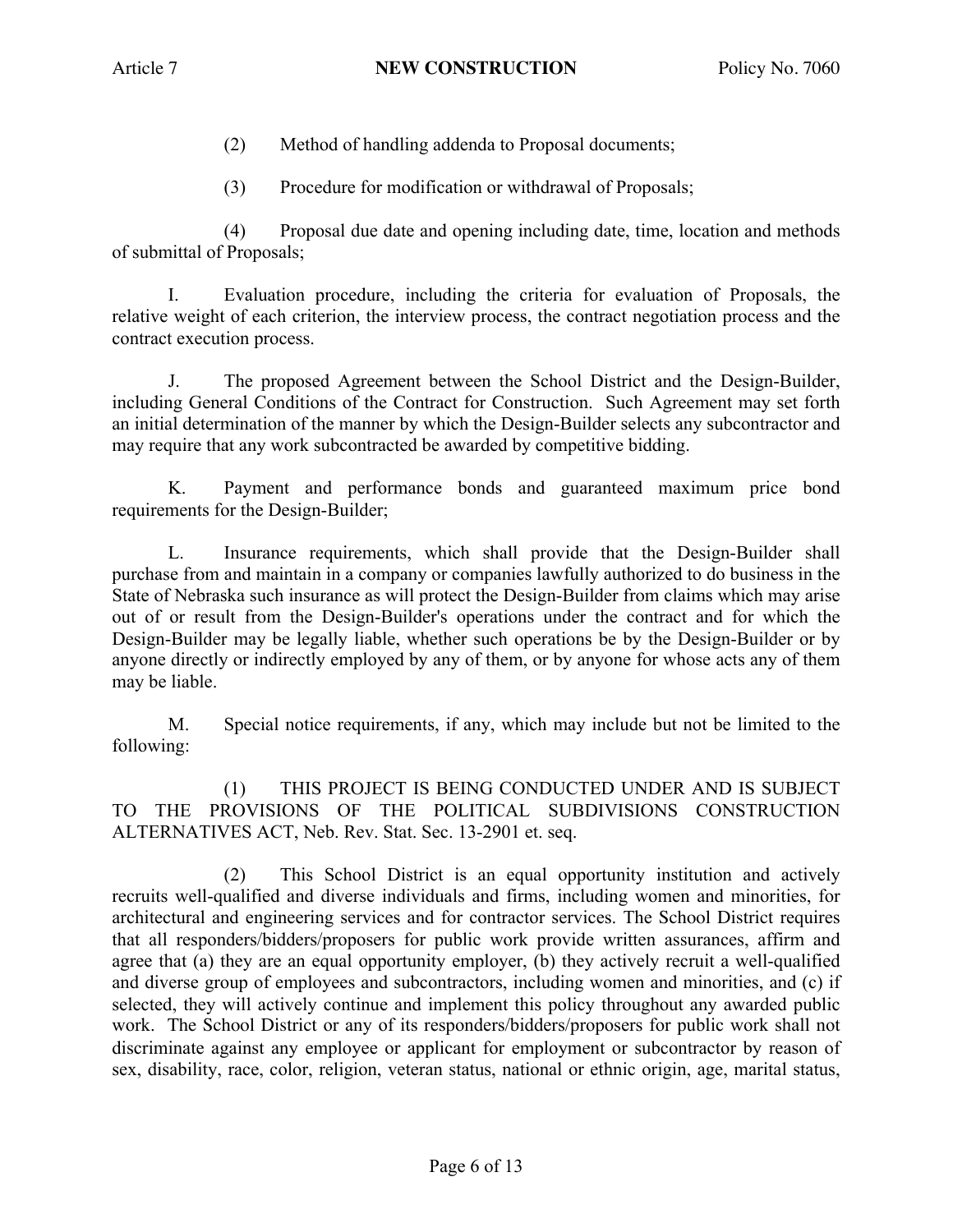(2) Method of handling addenda to Proposal documents;

(3) Procedure for modification or withdrawal of Proposals;

(4) Proposal due date and opening including date, time, location and methods of submittal of Proposals;

I. Evaluation procedure, including the criteria for evaluation of Proposals, the relative weight of each criterion, the interview process, the contract negotiation process and the contract execution process.

J. The proposed Agreement between the School District and the Design-Builder, including General Conditions of the Contract for Construction. Such Agreement may set forth an initial determination of the manner by which the Design-Builder selects any subcontractor and may require that any work subcontracted be awarded by competitive bidding.

K. Payment and performance bonds and guaranteed maximum price bond requirements for the Design-Builder;

L. Insurance requirements, which shall provide that the Design-Builder shall purchase from and maintain in a company or companies lawfully authorized to do business in the State of Nebraska such insurance as will protect the Design-Builder from claims which may arise out of or result from the Design-Builder's operations under the contract and for which the Design-Builder may be legally liable, whether such operations be by the Design-Builder or by anyone directly or indirectly employed by any of them, or by anyone for whose acts any of them may be liable.

M. Special notice requirements, if any, which may include but not be limited to the following:

(1) THIS PROJECT IS BEING CONDUCTED UNDER AND IS SUBJECT TO THE PROVISIONS OF THE POLITICAL SUBDIVISIONS CONSTRUCTION ALTERNATIVES ACT, Neb. Rev. Stat. Sec. 13-2901 et. seq.

(2) This School District is an equal opportunity institution and actively recruits well-qualified and diverse individuals and firms, including women and minorities, for architectural and engineering services and for contractor services. The School District requires that all responders/bidders/proposers for public work provide written assurances, affirm and agree that (a) they are an equal opportunity employer, (b) they actively recruit a well-qualified and diverse group of employees and subcontractors, including women and minorities, and (c) if selected, they will actively continue and implement this policy throughout any awarded public work. The School District or any of its responders/bidders/proposers for public work shall not discriminate against any employee or applicant for employment or subcontractor by reason of sex, disability, race, color, religion, veteran status, national or ethnic origin, age, marital status,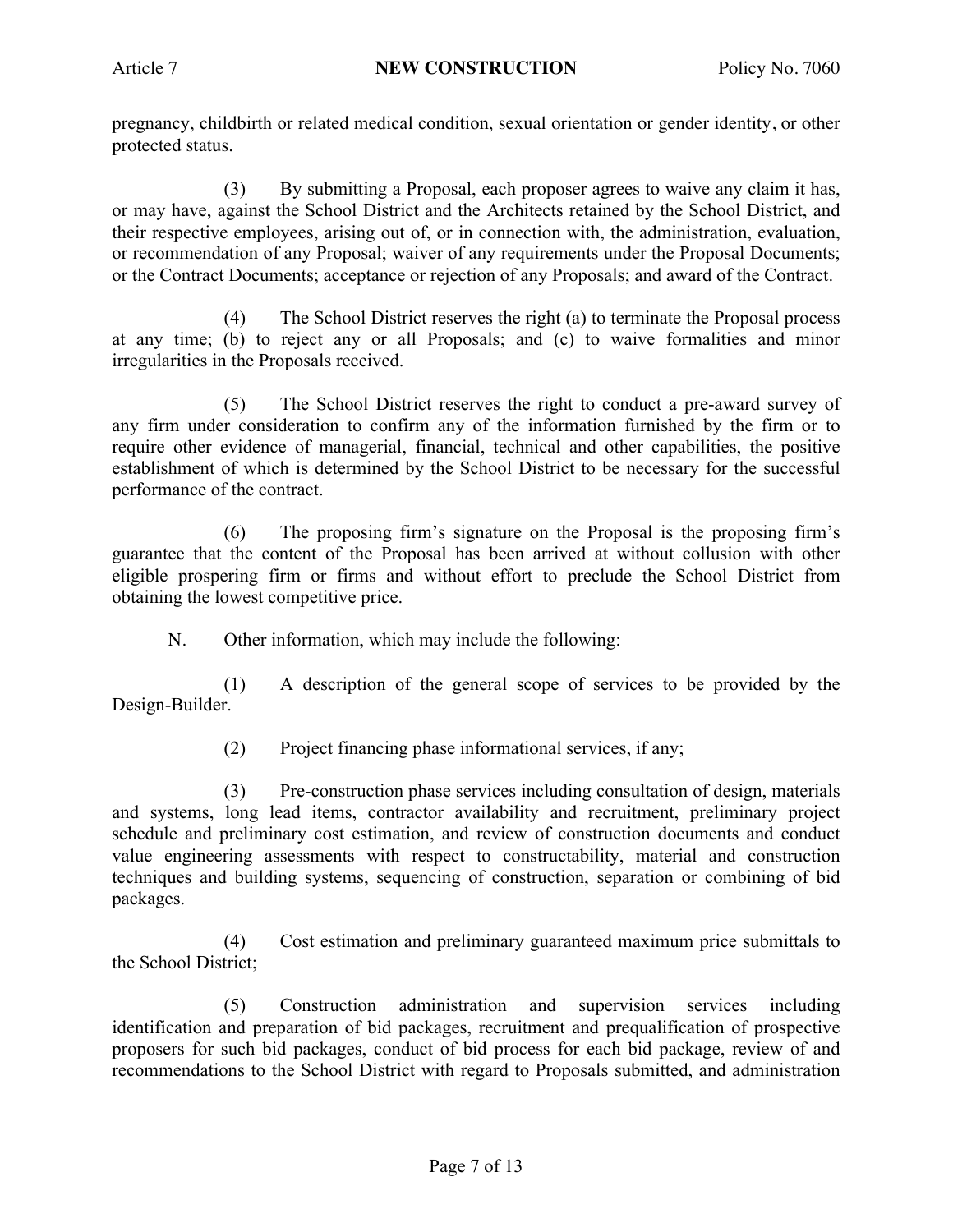pregnancy, childbirth or related medical condition, sexual orientation or gender identity, or other protected status.

(3) By submitting a Proposal, each proposer agrees to waive any claim it has, or may have, against the School District and the Architects retained by the School District, and their respective employees, arising out of, or in connection with, the administration, evaluation, or recommendation of any Proposal; waiver of any requirements under the Proposal Documents; or the Contract Documents; acceptance or rejection of any Proposals; and award of the Contract.

(4) The School District reserves the right (a) to terminate the Proposal process at any time; (b) to reject any or all Proposals; and (c) to waive formalities and minor irregularities in the Proposals received.

(5) The School District reserves the right to conduct a pre-award survey of any firm under consideration to confirm any of the information furnished by the firm or to require other evidence of managerial, financial, technical and other capabilities, the positive establishment of which is determined by the School District to be necessary for the successful performance of the contract.

(6) The proposing firm's signature on the Proposal is the proposing firm's guarantee that the content of the Proposal has been arrived at without collusion with other eligible prospering firm or firms and without effort to preclude the School District from obtaining the lowest competitive price.

N. Other information, which may include the following:

(1) A description of the general scope of services to be provided by the Design-Builder.

(2) Project financing phase informational services, if any;

(3) Pre-construction phase services including consultation of design, materials and systems, long lead items, contractor availability and recruitment, preliminary project schedule and preliminary cost estimation, and review of construction documents and conduct value engineering assessments with respect to constructability, material and construction techniques and building systems, sequencing of construction, separation or combining of bid packages.

(4) Cost estimation and preliminary guaranteed maximum price submittals to the School District;

(5) Construction administration and supervision services including identification and preparation of bid packages, recruitment and prequalification of prospective proposers for such bid packages, conduct of bid process for each bid package, review of and recommendations to the School District with regard to Proposals submitted, and administration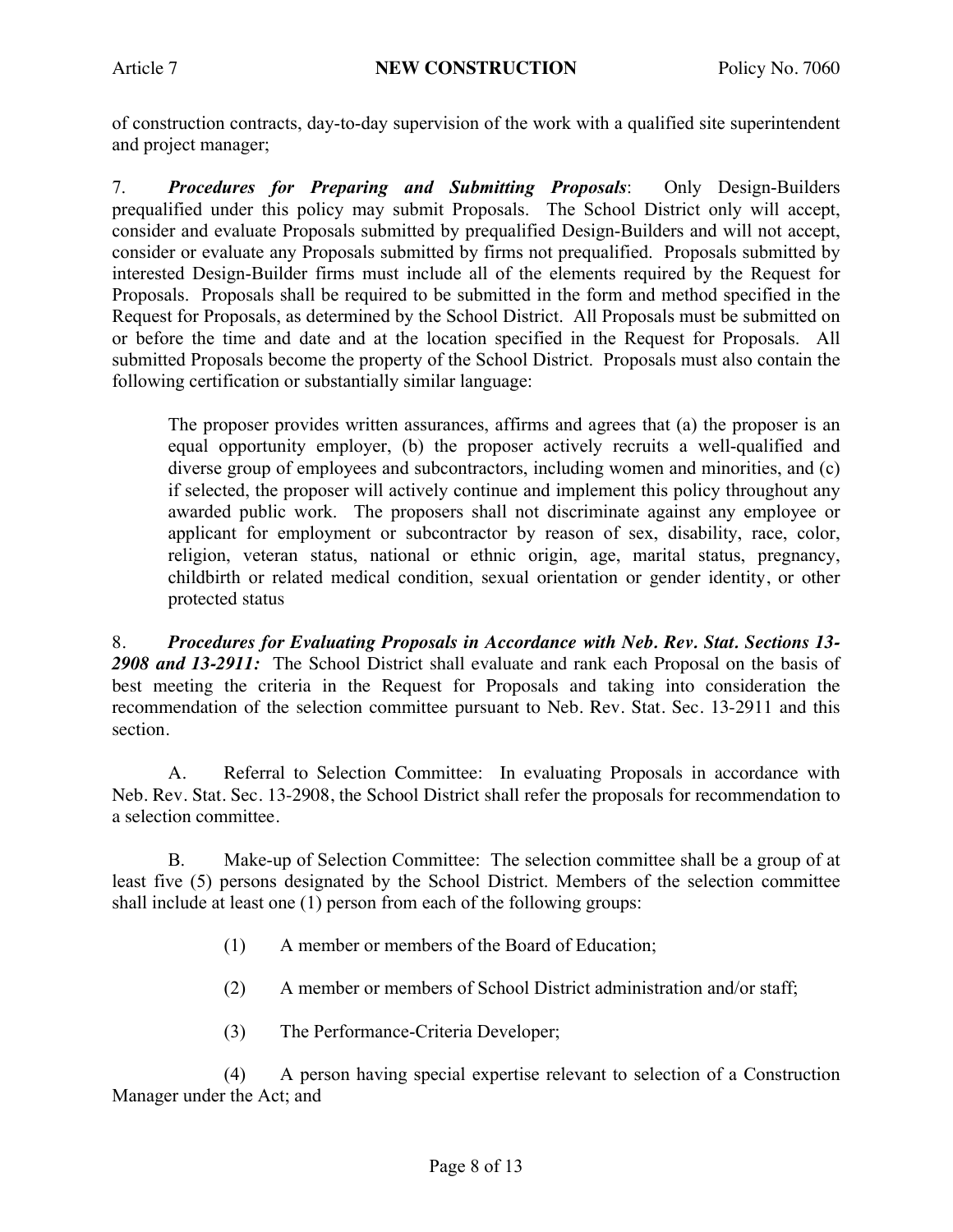of construction contracts, day-to-day supervision of the work with a qualified site superintendent and project manager;

7. ***Procedures for Preparing and Submitting Proposals***: Only Design-Builders prequalified under this policy may submit Proposals. The School District only will accept, consider and evaluate Proposals submitted by prequalified Design-Builders and will not accept, consider or evaluate any Proposals submitted by firms not prequalified. Proposals submitted by interested Design-Builder firms must include all of the elements required by the Request for Proposals. Proposals shall be required to be submitted in the form and method specified in the Request for Proposals, as determined by the School District. All Proposals must be submitted on or before the time and date and at the location specified in the Request for Proposals. All submitted Proposals become the property of the School District. Proposals must also contain the following certification or substantially similar language:

> The proposer provides written assurances, affirms and agrees that (a) the proposer is an equal opportunity employer, (b) the proposer actively recruits a well-qualified and diverse group of employees and subcontractors, including women and minorities, and (c) if selected, the proposer will actively continue and implement this policy throughout any awarded public work. The proposers shall not discriminate against any employee or applicant for employment or subcontractor by reason of sex, disability, race, color, religion, veteran status, national or ethnic origin, age, marital status, pregnancy, childbirth or related medical condition, sexual orientation or gender identity, or other protected status

8. ***Procedures for Evaluating Proposals in Accordance with Neb. Rev. Stat. Sections 13-2908 and 13-2911:*** The School District shall evaluate and rank each Proposal on the basis of best meeting the criteria in the Request for Proposals and taking into consideration the recommendation of the selection committee pursuant to Neb. Rev. Stat. Sec. 13-2911 and this section.

A. Referral to Selection Committee: In evaluating Proposals in accordance with Neb. Rev. Stat. Sec. 13-2908, the School District shall refer the proposals for recommendation to a selection committee.

B. Make-up of Selection Committee: The selection committee shall be a group of at least five (5) persons designated by the School District. Members of the selection committee shall include at least one (1) person from each of the following groups:

(1) A member or members of the Board of Education;

(2) A member or members of School District administration and/or staff;

(3) The Performance-Criteria Developer;

(4) A person having special expertise relevant to selection of a Construction Manager under the Act; and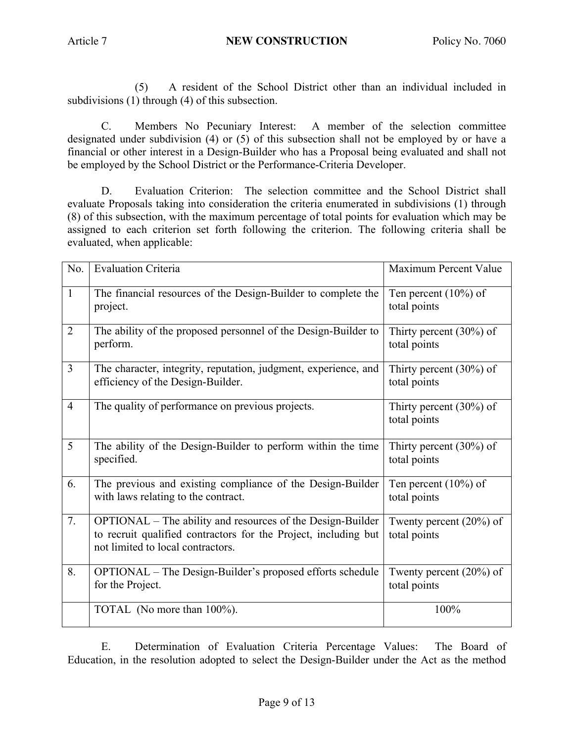(5) A resident of the School District other than an individual included in subdivisions (1) through (4) of this subsection.

C. Members No Pecuniary Interest: A member of the selection committee designated under subdivision (4) or (5) of this subsection shall not be employed by or have a financial or other interest in a Design-Builder who has a Proposal being evaluated and shall not be employed by the School District or the Performance-Criteria Developer.

D. Evaluation Criterion: The selection committee and the School District shall evaluate Proposals taking into consideration the criteria enumerated in subdivisions (1) through (8) of this subsection, with the maximum percentage of total points for evaluation which may be assigned to each criterion set forth following the criterion. The following criteria shall be evaluated, when applicable:

| No. | Evaluation Criteria | Maximum Percent Value |
|---|---|---|
| 1 | The financial resources of the Design-Builder to complete the project. | Ten percent (10%) of total points |
| 2 | The ability of the proposed personnel of the Design-Builder to perform. | Thirty percent (30%) of total points |
| 3 | The character, integrity, reputation, judgment, experience, and efficiency of the Design-Builder. | Thirty percent (30%) of total points |
| 4 | The quality of performance on previous projects. | Thirty percent (30%) of total points |
| 5 | The ability of the Design-Builder to perform within the time specified. | Thirty percent (30%) of total points |
| 6. | The previous and existing compliance of the Design-Builder with laws relating to the contract. | Ten percent (10%) of total points |
| 7. | OPTIONAL – The ability and resources of the Design-Builder to recruit qualified contractors for the Project, including but not limited to local contractors. | Twenty percent (20%) of total points |
| 8. | OPTIONAL – The Design-Builder's proposed efforts schedule for the Project. | Twenty percent (20%) of total points |
| | TOTAL (No more than 100%). | 100% |

E. Determination of Evaluation Criteria Percentage Values: The Board of Education, in the resolution adopted to select the Design-Builder under the Act as the method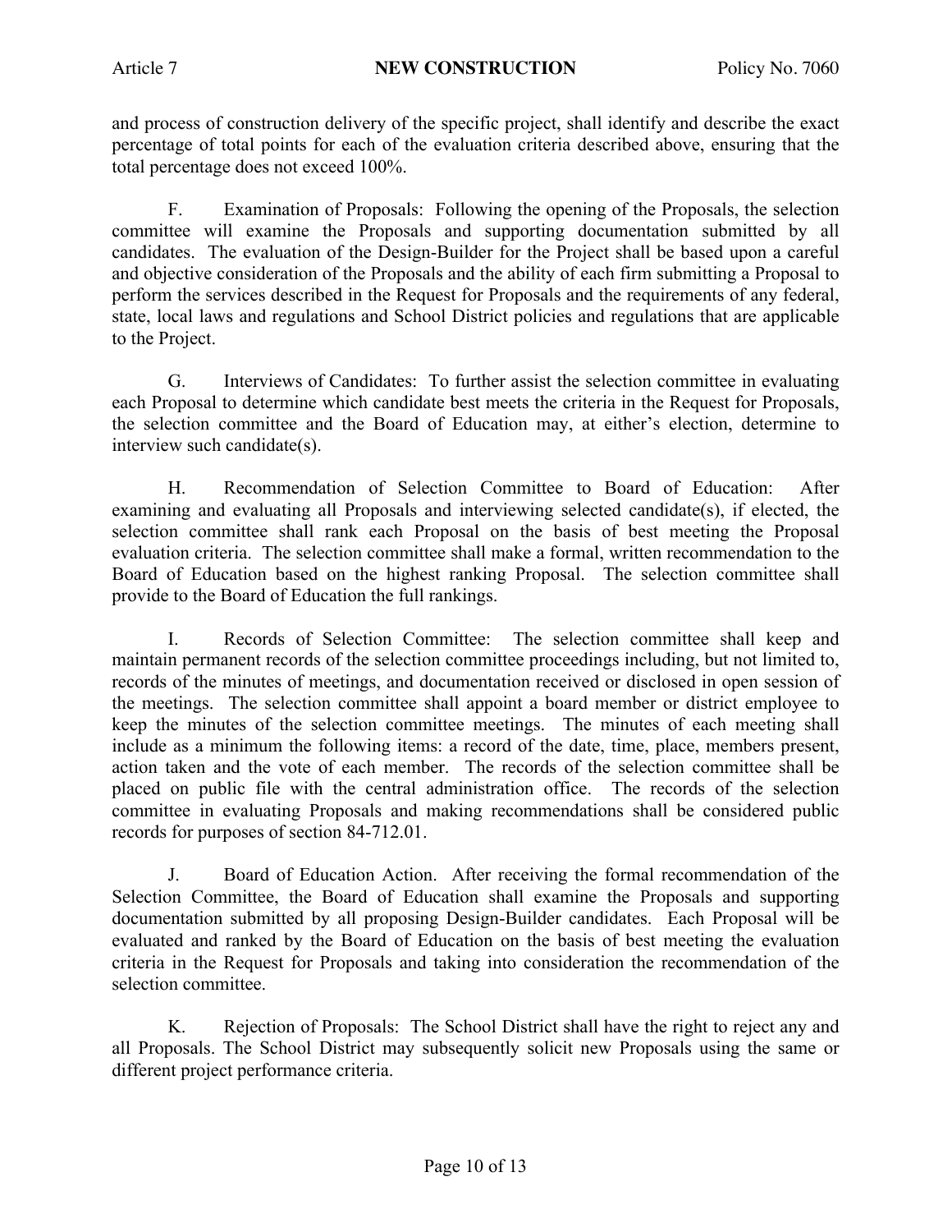and process of construction delivery of the specific project, shall identify and describe the exact percentage of total points for each of the evaluation criteria described above, ensuring that the total percentage does not exceed 100%.

F. Examination of Proposals: Following the opening of the Proposals, the selection committee will examine the Proposals and supporting documentation submitted by all candidates. The evaluation of the Design-Builder for the Project shall be based upon a careful and objective consideration of the Proposals and the ability of each firm submitting a Proposal to perform the services described in the Request for Proposals and the requirements of any federal, state, local laws and regulations and School District policies and regulations that are applicable to the Project.

G. Interviews of Candidates: To further assist the selection committee in evaluating each Proposal to determine which candidate best meets the criteria in the Request for Proposals, the selection committee and the Board of Education may, at either's election, determine to interview such candidate(s).

H. Recommendation of Selection Committee to Board of Education: After examining and evaluating all Proposals and interviewing selected candidate(s), if elected, the selection committee shall rank each Proposal on the basis of best meeting the Proposal evaluation criteria. The selection committee shall make a formal, written recommendation to the Board of Education based on the highest ranking Proposal. The selection committee shall provide to the Board of Education the full rankings.

I. Records of Selection Committee: The selection committee shall keep and maintain permanent records of the selection committee proceedings including, but not limited to, records of the minutes of meetings, and documentation received or disclosed in open session of the meetings. The selection committee shall appoint a board member or district employee to keep the minutes of the selection committee meetings. The minutes of each meeting shall include as a minimum the following items: a record of the date, time, place, members present, action taken and the vote of each member. The records of the selection committee shall be placed on public file with the central administration office. The records of the selection committee in evaluating Proposals and making recommendations shall be considered public records for purposes of section 84-712.01.

J. Board of Education Action. After receiving the formal recommendation of the Selection Committee, the Board of Education shall examine the Proposals and supporting documentation submitted by all proposing Design-Builder candidates. Each Proposal will be evaluated and ranked by the Board of Education on the basis of best meeting the evaluation criteria in the Request for Proposals and taking into consideration the recommendation of the selection committee.

K. Rejection of Proposals: The School District shall have the right to reject any and all Proposals. The School District may subsequently solicit new Proposals using the same or different project performance criteria.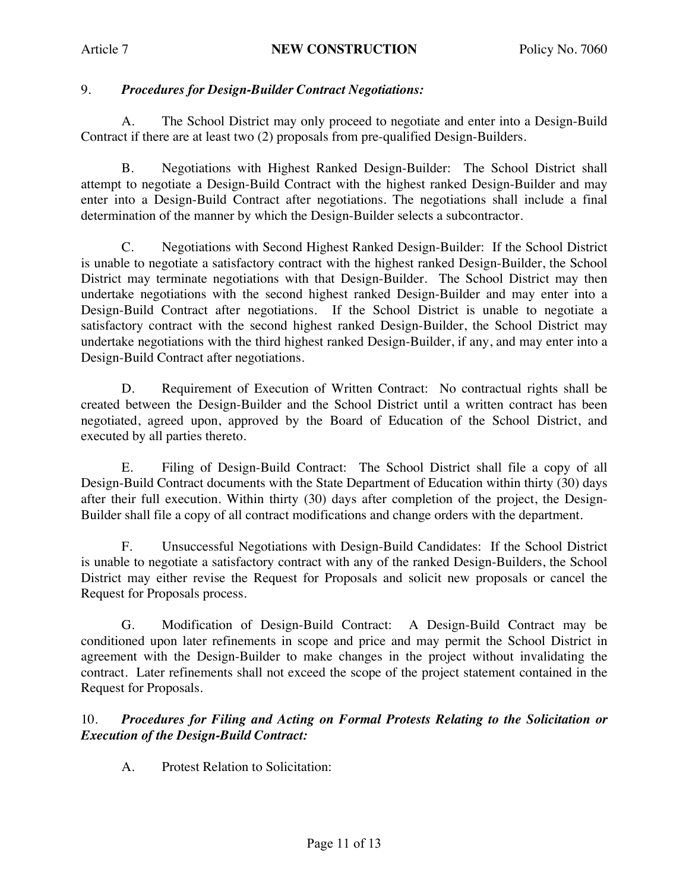9. ***Procedures for Design-Builder Contract Negotiations:***

A. The School District may only proceed to negotiate and enter into a Design-Build Contract if there are at least two (2) proposals from pre-qualified Design-Builders.

B. Negotiations with Highest Ranked Design-Builder: The School District shall attempt to negotiate a Design-Build Contract with the highest ranked Design-Builder and may enter into a Design-Build Contract after negotiations. The negotiations shall include a final determination of the manner by which the Design-Builder selects a subcontractor.

C. Negotiations with Second Highest Ranked Design-Builder: If the School District is unable to negotiate a satisfactory contract with the highest ranked Design-Builder, the School District may terminate negotiations with that Design-Builder. The School District may then undertake negotiations with the second highest ranked Design-Builder and may enter into a Design-Build Contract after negotiations. If the School District is unable to negotiate a satisfactory contract with the second highest ranked Design-Builder, the School District may undertake negotiations with the third highest ranked Design-Builder, if any, and may enter into a Design-Build Contract after negotiations.

D. Requirement of Execution of Written Contract: No contractual rights shall be created between the Design-Builder and the School District until a written contract has been negotiated, agreed upon, approved by the Board of Education of the School District, and executed by all parties thereto.

E. Filing of Design-Build Contract: The School District shall file a copy of all Design-Build Contract documents with the State Department of Education within thirty (30) days after their full execution. Within thirty (30) days after completion of the project, the Design-Builder shall file a copy of all contract modifications and change orders with the department.

F. Unsuccessful Negotiations with Design-Build Candidates: If the School District is unable to negotiate a satisfactory contract with any of the ranked Design-Builders, the School District may either revise the Request for Proposals and solicit new proposals or cancel the Request for Proposals process.

G. Modification of Design-Build Contract: A Design-Build Contract may be conditioned upon later refinements in scope and price and may permit the School District in agreement with the Design-Builder to make changes in the project without invalidating the contract. Later refinements shall not exceed the scope of the project statement contained in the Request for Proposals.

10. ***Procedures for Filing and Acting on Formal Protests Relating to the Solicitation or Execution of the Design-Build Contract:***

A. Protest Relation to Solicitation: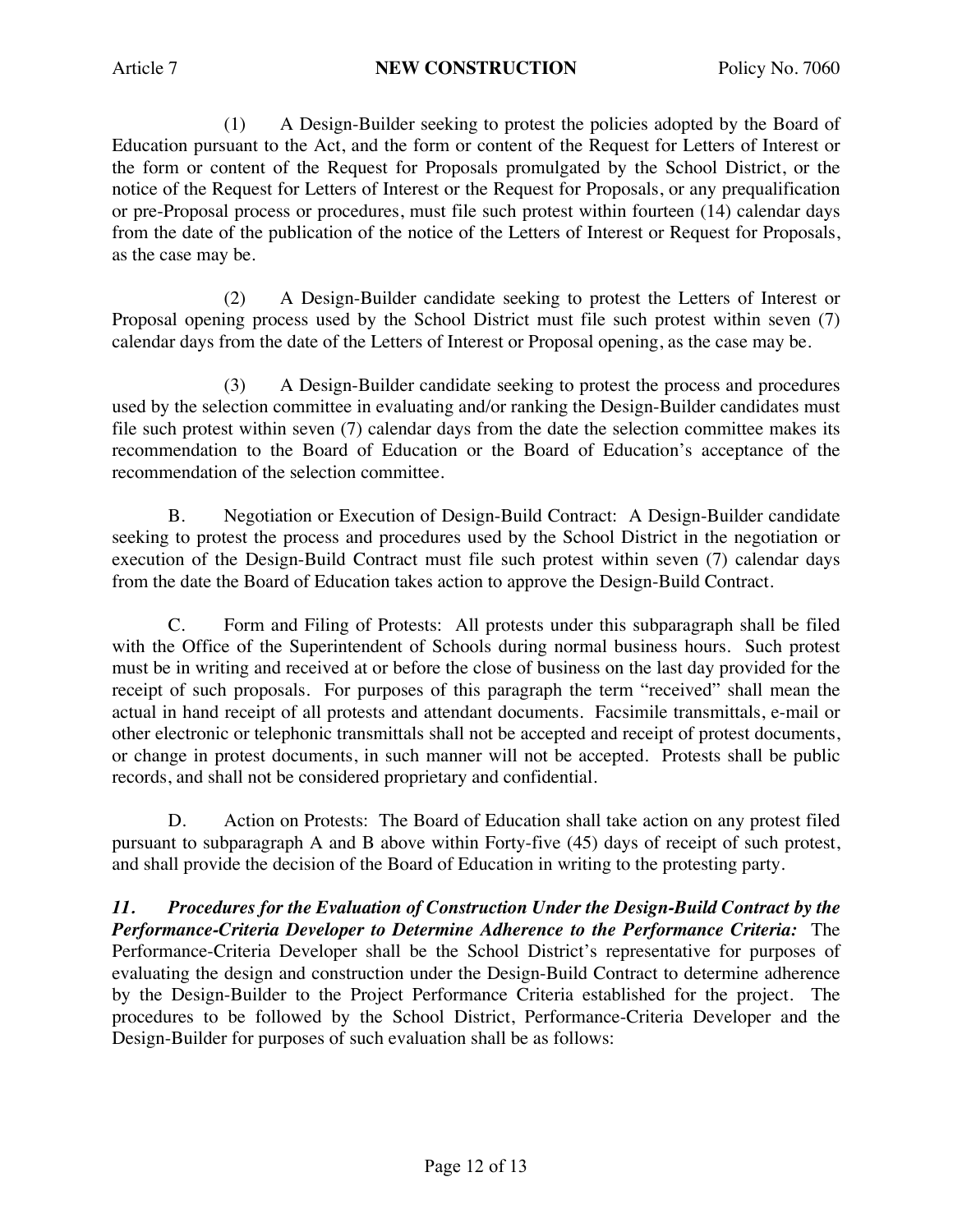(1) A Design-Builder seeking to protest the policies adopted by the Board of Education pursuant to the Act, and the form or content of the Request for Letters of Interest or the form or content of the Request for Proposals promulgated by the School District, or the notice of the Request for Letters of Interest or the Request for Proposals, or any prequalification or pre-Proposal process or procedures, must file such protest within fourteen (14) calendar days from the date of the publication of the notice of the Letters of Interest or Request for Proposals, as the case may be.

(2) A Design-Builder candidate seeking to protest the Letters of Interest or Proposal opening process used by the School District must file such protest within seven (7) calendar days from the date of the Letters of Interest or Proposal opening, as the case may be.

(3) A Design-Builder candidate seeking to protest the process and procedures used by the selection committee in evaluating and/or ranking the Design-Builder candidates must file such protest within seven (7) calendar days from the date the selection committee makes its recommendation to the Board of Education or the Board of Education's acceptance of the recommendation of the selection committee.

B. Negotiation or Execution of Design-Build Contract: A Design-Builder candidate seeking to protest the process and procedures used by the School District in the negotiation or execution of the Design-Build Contract must file such protest within seven (7) calendar days from the date the Board of Education takes action to approve the Design-Build Contract.

C. Form and Filing of Protests: All protests under this subparagraph shall be filed with the Office of the Superintendent of Schools during normal business hours. Such protest must be in writing and received at or before the close of business on the last day provided for the receipt of such proposals. For purposes of this paragraph the term "received" shall mean the actual in hand receipt of all protests and attendant documents. Facsimile transmittals, e-mail or other electronic or telephonic transmittals shall not be accepted and receipt of protest documents, or change in protest documents, in such manner will not be accepted. Protests shall be public records, and shall not be considered proprietary and confidential.

D. Action on Protests: The Board of Education shall take action on any protest filed pursuant to subparagraph A and B above within Forty-five (45) days of receipt of such protest, and shall provide the decision of the Board of Education in writing to the protesting party.

***11. Procedures for the Evaluation of Construction Under the Design-Build Contract by the Performance-Criteria Developer to Determine Adherence to the Performance Criteria:*** The Performance-Criteria Developer shall be the School District's representative for purposes of evaluating the design and construction under the Design-Build Contract to determine adherence by the Design-Builder to the Project Performance Criteria established for the project. The procedures to be followed by the School District, Performance-Criteria Developer and the Design-Builder for purposes of such evaluation shall be as follows: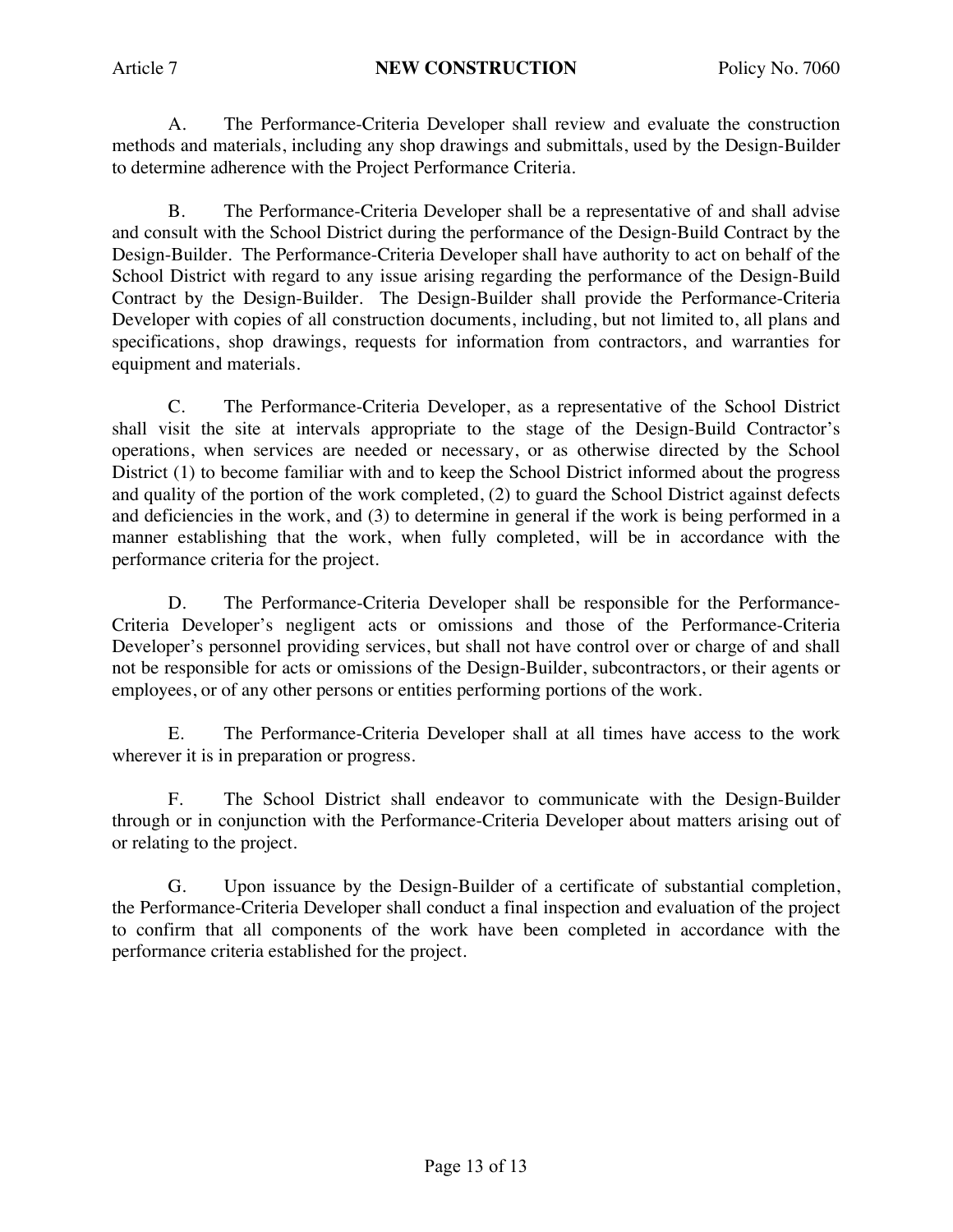A. The Performance-Criteria Developer shall review and evaluate the construction methods and materials, including any shop drawings and submittals, used by the Design-Builder to determine adherence with the Project Performance Criteria.

B. The Performance-Criteria Developer shall be a representative of and shall advise and consult with the School District during the performance of the Design-Build Contract by the Design-Builder. The Performance-Criteria Developer shall have authority to act on behalf of the School District with regard to any issue arising regarding the performance of the Design-Build Contract by the Design-Builder. The Design-Builder shall provide the Performance-Criteria Developer with copies of all construction documents, including, but not limited to, all plans and specifications, shop drawings, requests for information from contractors, and warranties for equipment and materials.

C. The Performance-Criteria Developer, as a representative of the School District shall visit the site at intervals appropriate to the stage of the Design-Build Contractor's operations, when services are needed or necessary, or as otherwise directed by the School District (1) to become familiar with and to keep the School District informed about the progress and quality of the portion of the work completed, (2) to guard the School District against defects and deficiencies in the work, and (3) to determine in general if the work is being performed in a manner establishing that the work, when fully completed, will be in accordance with the performance criteria for the project.

D. The Performance-Criteria Developer shall be responsible for the Performance-Criteria Developer's negligent acts or omissions and those of the Performance-Criteria Developer's personnel providing services, but shall not have control over or charge of and shall not be responsible for acts or omissions of the Design-Builder, subcontractors, or their agents or employees, or of any other persons or entities performing portions of the work.

E. The Performance-Criteria Developer shall at all times have access to the work wherever it is in preparation or progress.

F. The School District shall endeavor to communicate with the Design-Builder through or in conjunction with the Performance-Criteria Developer about matters arising out of or relating to the project.

G. Upon issuance by the Design-Builder of a certificate of substantial completion, the Performance-Criteria Developer shall conduct a final inspection and evaluation of the project to confirm that all components of the work have been completed in accordance with the performance criteria established for the project.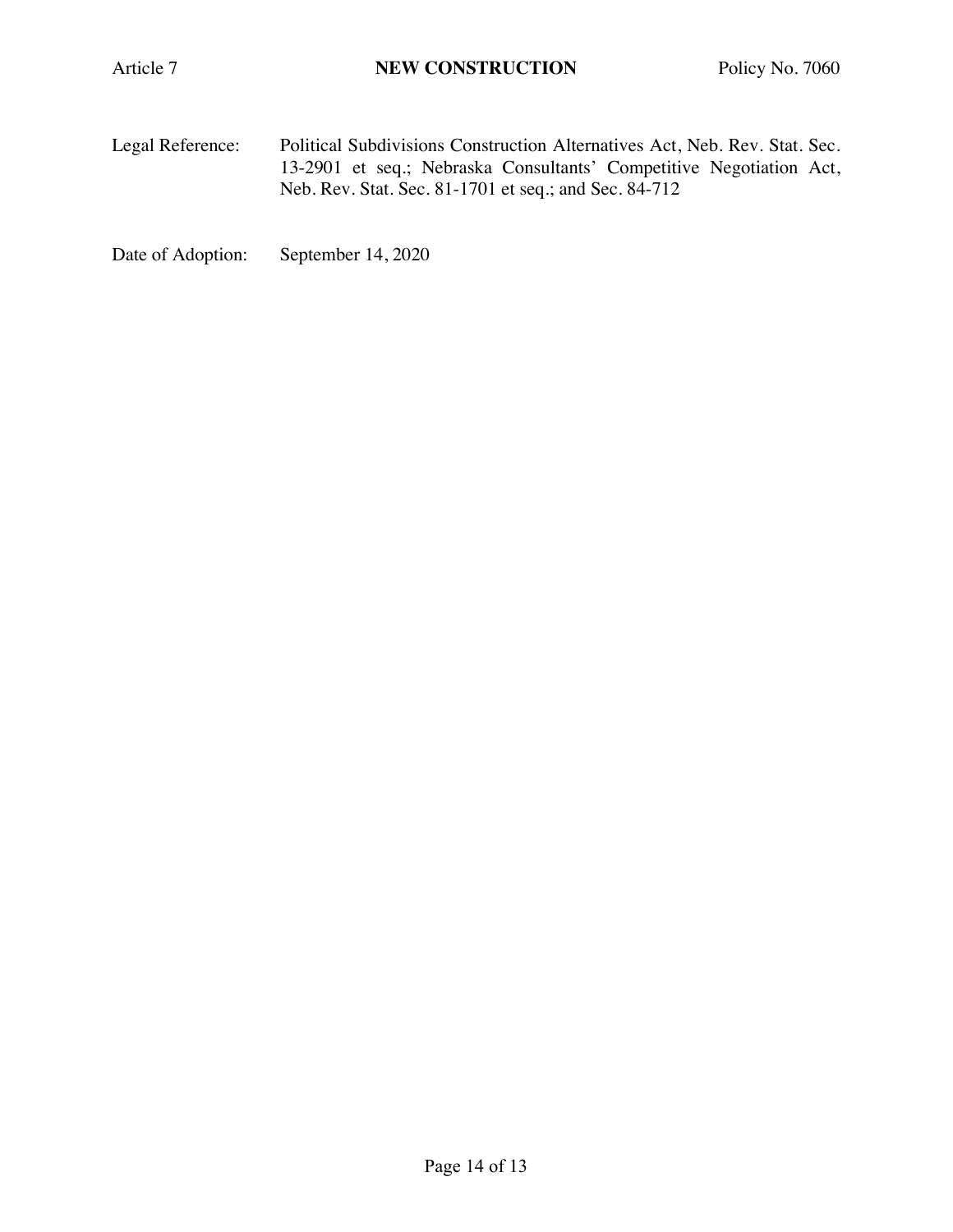Legal Reference: Political Subdivisions Construction Alternatives Act, Neb. Rev. Stat. Sec. 13-2901 et seq.; Nebraska Consultants' Competitive Negotiation Act, Neb. Rev. Stat. Sec. 81-1701 et seq.; and Sec. 84-712

Date of Adoption: September 14, 2020